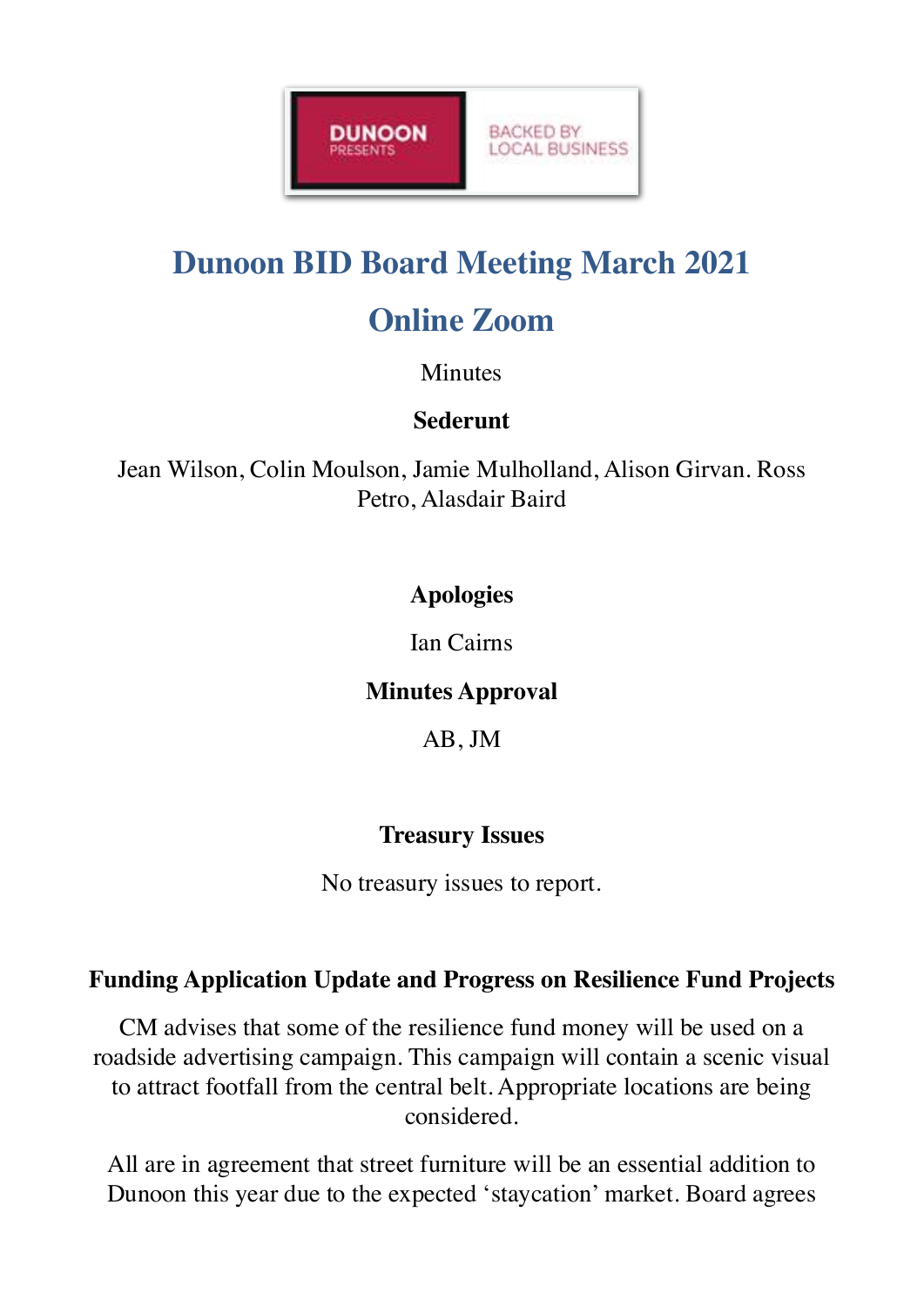DUNOON PRESENTS

BACKED BY LOCAL BUSINESS

# Dunoon BID Board Meeting March 2021

## Online Zoom

Minutes

**Sederunt**

Jean Wilson, Colin Moulson, Jamie Mulholland, Alison Girvan. Ross Petro, Alasdair Baird

**Apologies**

Ian Cairns

**Minutes Approval**

AB, JM

**Treasury Issues**

No treasury issues to report.

**Funding Application Update and Progress on Resilience Fund Projects**

CM advises that some of the resilience fund money will be used on a roadside advertising campaign. This campaign will contain a scenic visual to attract footfall from the central belt. Appropriate locations are being considered.

All are in agreement that street furniture will be an essential addition to Dunoon this year due to the expected 'staycation' market. Board agrees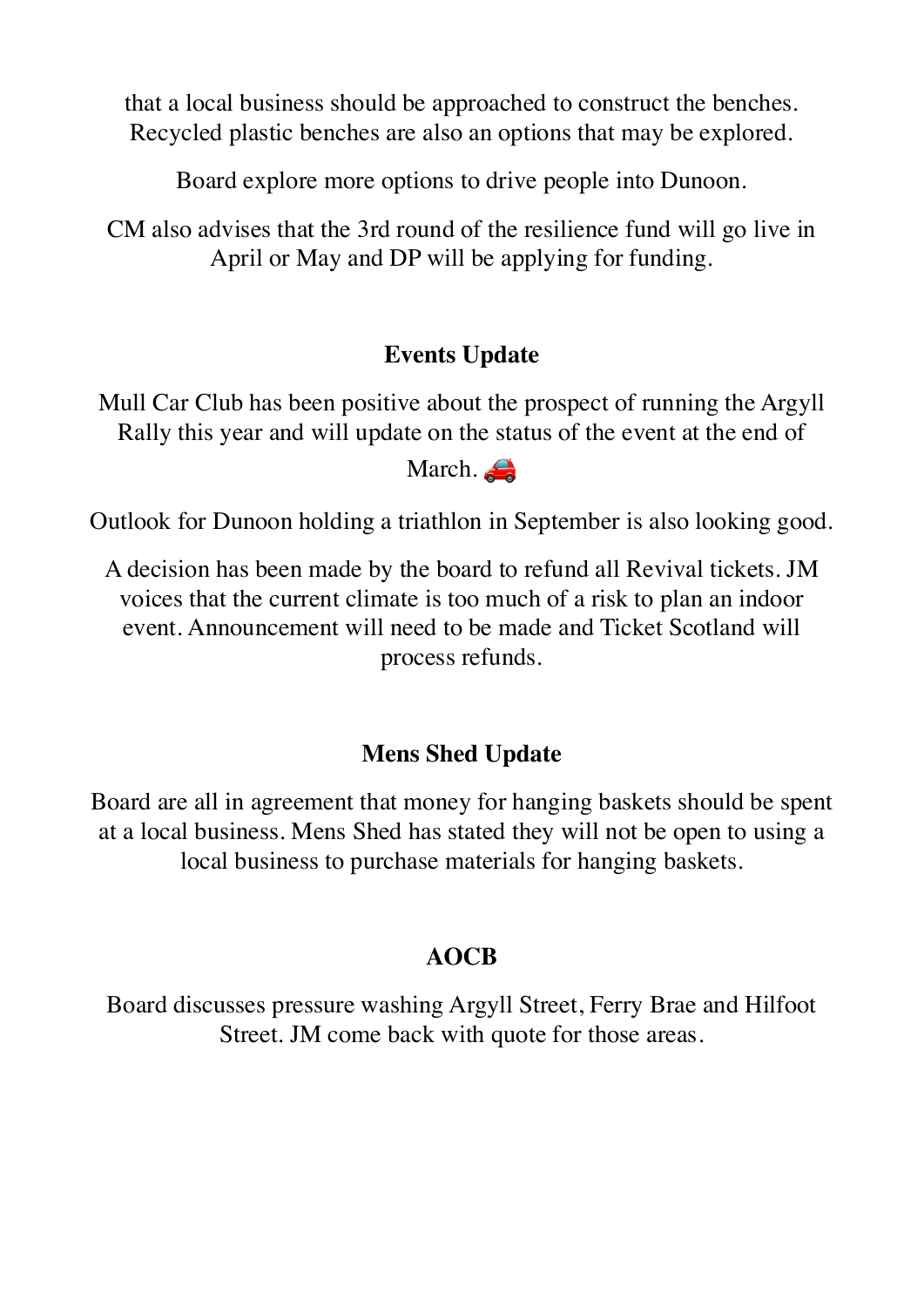that a local business should be approached to construct the benches. Recycled plastic benches are also an options that may be explored.

Board explore more options to drive people into Dunoon.

CM also advises that the 3rd round of the resilience fund will go live in April or May and DP will be applying for funding.

## Events Update

Mull Car Club has been positive about the prospect of running the Argyll Rally this year and will update on the status of the event at the end of March. 🚗

Outlook for Dunoon holding a triathlon in September is also looking good.

A decision has been made by the board to refund all Revival tickets. JM voices that the current climate is too much of a risk to plan an indoor event. Announcement will need to be made and Ticket Scotland will process refunds.

## Mens Shed Update

Board are all in agreement that money for hanging baskets should be spent at a local business. Mens Shed has stated they will not be open to using a local business to purchase materials for hanging baskets.

## AOCB

Board discusses pressure washing Argyll Street, Ferry Brae and Hilfoot Street. JM come back with quote for those areas.